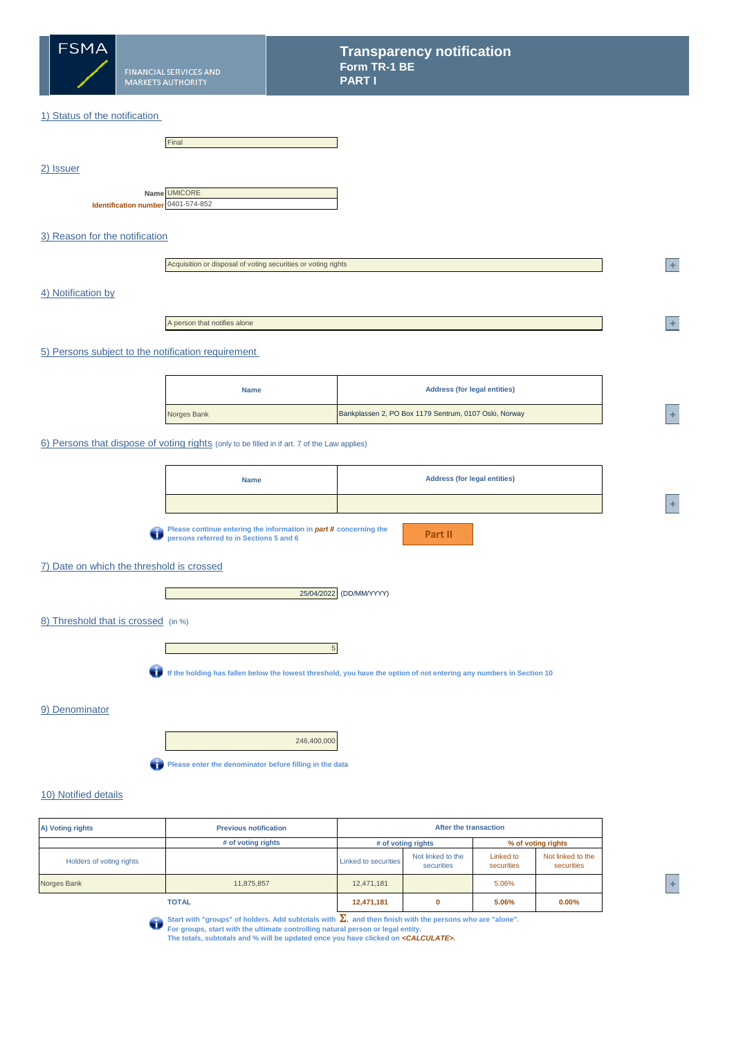FSMA

FINANCIAL SERVICES AND MARKETS AUTHORITY

# Transparency notification
## Form TR-1 BE
## PART I

## 1) Status of the notification

Final

## 2) Issuer

**Name** UMICORE

**Identification number** 0401-574-852

## 3) Reason for the notification

Acquisition or disposal of voting securities or voting rights

## 4) Notification by

A person that notifies alone

## 5) Persons subject to the notification requirement

| Name | Address (for legal entities) |
|---|---|
| Norges Bank | Bankplassen 2, PO Box 1179 Sentrum, 0107 Oslo, Norway |

## 6) Persons that dispose of voting rights (only to be filled in if art. 7 of the Law applies)

| Name | Address (for legal entities) |
|---|---|
| | |

**Please continue entering the information in *part II* concerning the persons referred to in Sections 5 and 6**

Part II

## 7) Date on which the threshold is crossed

25/04/2022 (DD/MM/YYYY)

## 8) Threshold that is crossed (in %)

5

**If the holding has fallen below the lowest threshold, you have the option of not entering any numbers in Section 10**

## 9) Denominator

246,400,000

**Please enter the denominator before filling in the data**

## 10) Notified details

| A) Voting rights | Previous notification | After the transaction | | | |
|---|---|---|---|---|---|
| | # of voting rights | # of voting rights | | % of voting rights | |
| Holders of voting rights | | Linked to securities | Not linked to the securities | Linked to securities | Not linked to the securities |
| Norges Bank | 11,875,857 | 12,471,181 | | 5.06% | |
| | **TOTAL** | **12,471,181** | **0** | **5.06%** | **0.00%** |

**Start with "groups" of holders. Add subtotals with $\Sigma$, and then finish with the persons who are "alone".**
**For groups, start with the ultimate controlling natural person or legal entity.**
**The totals, subtotals and % will be updated once you have clicked on *<CALCULATE>*.**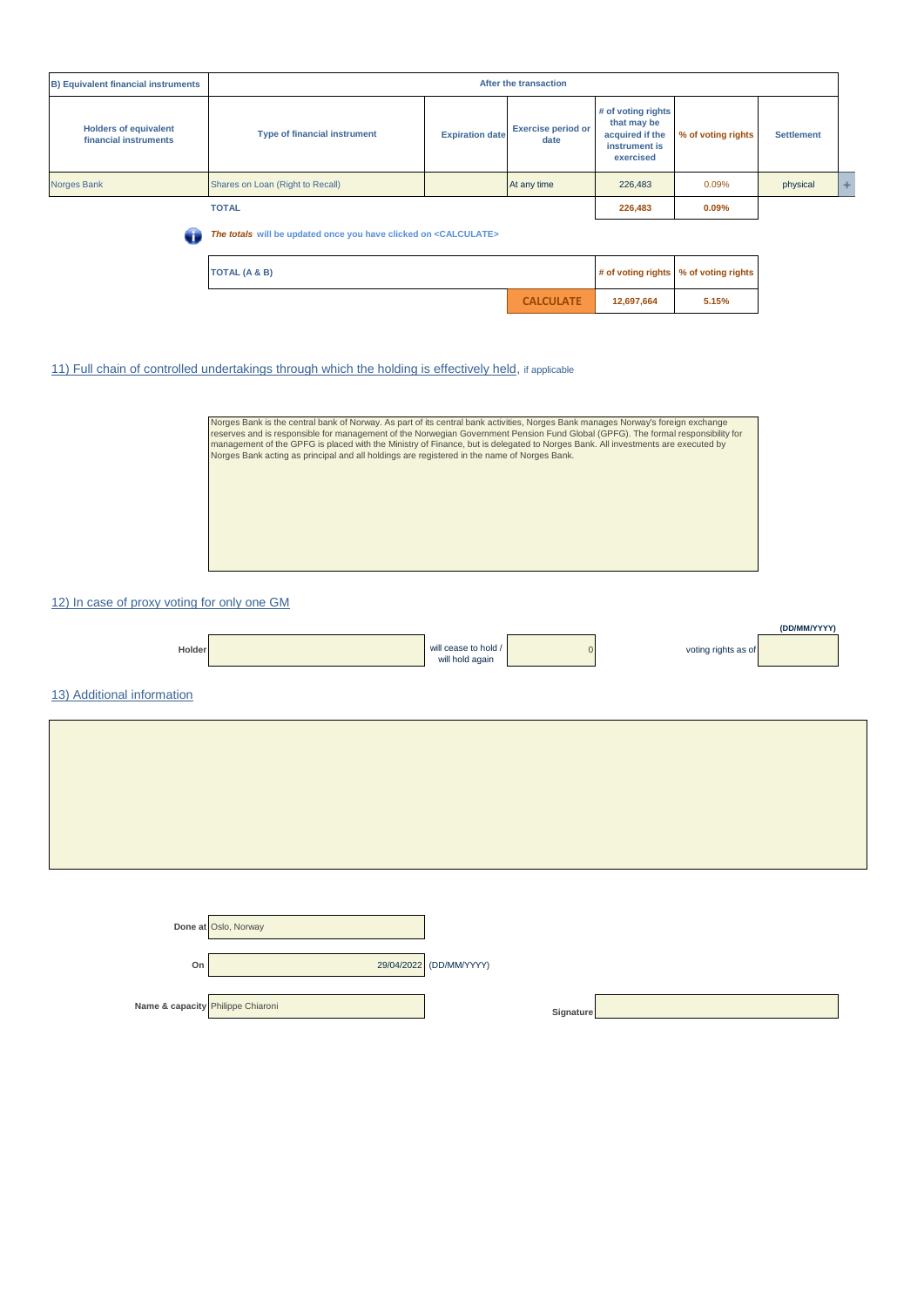| B) Equivalent financial instruments | After the transaction | | | | | |
|---|---|---|---|---|---|---|
| Holders of equivalent financial instruments | Type of financial instrument | Expiration date | Exercise period or date | # of voting rights that may be acquired if the instrument is exercised | % of voting rights | Settlement |
| Norges Bank | Shares on Loan (Right to Recall) | | At any time | 226,483 | 0.09% | physical |
| | **TOTAL** | | | **226,483** | **0.09%** | |

***The totals*** **will be updated once you have clicked on <CALCULATE>**

| | | # of voting rights | % of voting rights |
|---|---|---|---|
| **TOTAL (A & B)** | | | |
| | CALCULATE | **12,697,664** | **5.15%** |

## 11) Full chain of controlled undertakings through which the holding is effectively held, if applicable

Norges Bank is the central bank of Norway. As part of its central bank activities, Norges Bank manages Norway's foreign exchange reserves and is responsible for management of the Norwegian Government Pension Fund Global (GPFG). The formal responsibility for management of the GPFG is placed with the Ministry of Finance, but is delegated to Norges Bank. All investments are executed by Norges Bank acting as principal and all holdings are registered in the name of Norges Bank.

## 12) In case of proxy voting for only one GM

| | | | | | |
|---|---|---|---|---|---|
| **Holder** | | will cease to hold / will hold again | 0 | voting rights as of | **(DD/MM/YYYY)** |

## 13) Additional information

**Done at** Oslo, Norway

**On** 29/04/2022 (DD/MM/YYYY)

**Name & capacity** Philippe Chiaroni

**Signature**